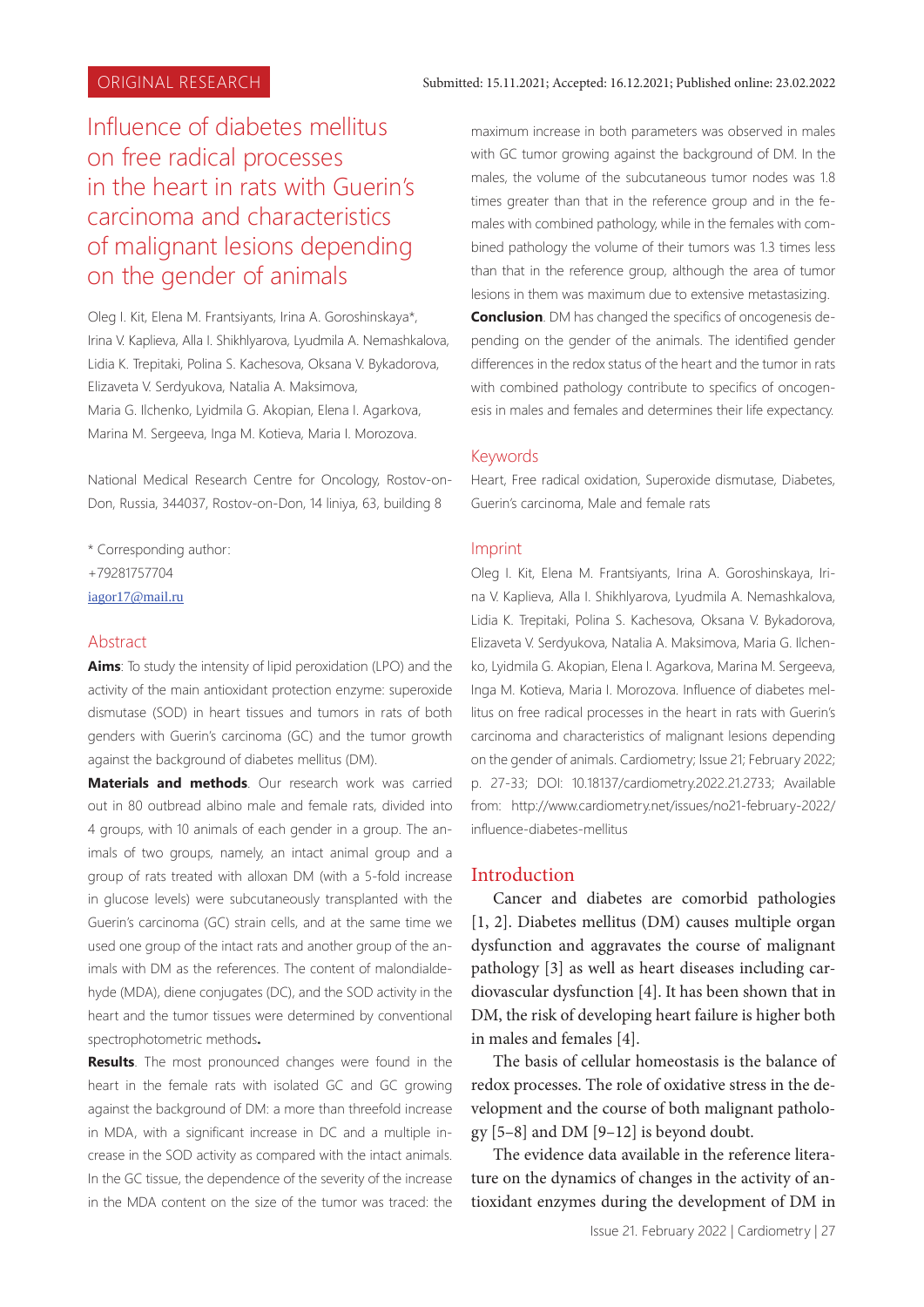ORIGINAL RESEARCH

Submitted: 15.11.2021; Accepted: 16.12.2021; Published online: 23.02.2022

# Influence of diabetes mellitus on free radical processes in the heart in rats with Guerin's carcinoma and characteristics of malignant lesions depending on the gender of animals

Oleg I. Kit, Elena M. Frantsiyants, Irina A. Goroshinskaya*, Irina V. Kaplieva, Alla I. Shikhlyarova, Lyudmila A. Nemashkalova, Lidia K. Trepitaki, Polina S. Kachesova, Oksana V. Bykadorova, Elizaveta V. Serdyukova, Natalia A. Maksimova, Maria G. Ilchenko, Lyidmila G. Akopian, Elena I. Agarkova, Marina M. Sergeeva, Inga M. Kotieva, Maria I. Morozova.

National Medical Research Centre for Oncology, Rostov-on-Don, Russia, 344037, Rostov-on-Don, 14 liniya, 63, building 8

\* Corresponding author:
+79281757704
iagor17@mail.ru

## Abstract

**Aims**: To study the intensity of lipid peroxidation (LPO) and the activity of the main antioxidant protection enzyme: superoxide dismutase (SOD) in heart tissues and tumors in rats of both genders with Guerin's carcinoma (GC) and the tumor growth against the background of diabetes mellitus (DM).

**Materials and methods**. Our research work was carried out in 80 outbread albino male and female rats, divided into 4 groups, with 10 animals of each gender in a group. The animals of two groups, namely, an intact animal group and a group of rats treated with alloxan DM (with a 5-fold increase in glucose levels) were subcutaneously transplanted with the Guerin's carcinoma (GC) strain cells, and at the same time we used one group of the intact rats and another group of the animals with DM as the references. The content of malondialdehyde (MDA), diene conjugates (DC), and the SOD activity in the heart and the tumor tissues were determined by conventional spectrophotometric methods**.**

**Results**. The most pronounced changes were found in the heart in the female rats with isolated GC and GC growing against the background of DM: a more than threefold increase in MDA, with a significant increase in DC and a multiple increase in the SOD activity as compared with the intact animals. In the GC tissue, the dependence of the severity of the increase in the MDA content on the size of the tumor was traced: the maximum increase in both parameters was observed in males with GC tumor growing against the background of DM. In the males, the volume of the subcutaneous tumor nodes was 1.8 times greater than that in the reference group and in the females with combined pathology, while in the females with combined pathology the volume of their tumors was 1.3 times less than that in the reference group, although the area of tumor lesions in them was maximum due to extensive metastasizing.

**Conclusion**. DM has changed the specifics of oncogenesis depending on the gender of the animals. The identified gender differences in the redox status of the heart and the tumor in rats with combined pathology contribute to specifics of oncogenesis in males and females and determines their life expectancy.

## Keywords

Heart, Free radical oxidation, Superoxide dismutase, Diabetes, Guerin's carcinoma, Male and female rats

## Imprint

Oleg I. Kit, Elena M. Frantsiyants, Irina A. Goroshinskaya, Irina V. Kaplieva, Alla I. Shikhlyarova, Lyudmila A. Nemashkalova, Lidia K. Trepitaki, Polina S. Kachesova, Oksana V. Bykadorova, Elizaveta V. Serdyukova, Natalia A. Maksimova, Maria G. Ilchenko, Lyidmila G. Akopian, Elena I. Agarkova, Marina M. Sergeeva, Inga M. Kotieva, Maria I. Morozova. Influence of diabetes mellitus on free radical processes in the heart in rats with Guerin's carcinoma and characteristics of malignant lesions depending on the gender of animals. Cardiometry; Issue 21; February 2022; p. 27-33; DOI: 10.18137/cardiometry.2022.21.2733; Available from: http://www.cardiometry.net/issues/no21-february-2022/influence-diabetes-mellitus

## Introduction

Cancer and diabetes are comorbid pathologies [1, 2]. Diabetes mellitus (DM) causes multiple organ dysfunction and aggravates the course of malignant pathology [3] as well as heart diseases including cardiovascular dysfunction [4]. It has been shown that in DM, the risk of developing heart failure is higher both in males and females [4].

The basis of cellular homeostasis is the balance of redox processes. The role of oxidative stress in the development and the course of both malignant pathology [5–8] and DM [9–12] is beyond doubt.

The evidence data available in the reference literature on the dynamics of changes in the activity of antioxidant enzymes during the development of DM in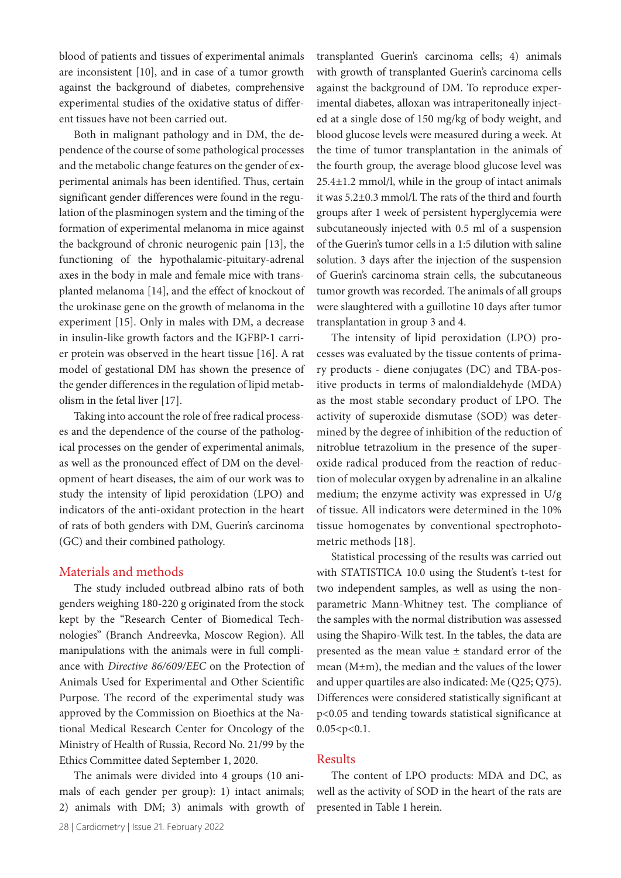blood of patients and tissues of experimental animals are inconsistent [10], and in case of a tumor growth against the background of diabetes, comprehensive experimental studies of the oxidative status of different tissues have not been carried out.

Both in malignant pathology and in DM, the dependence of the course of some pathological processes and the metabolic change features on the gender of experimental animals has been identified. Thus, certain significant gender differences were found in the regulation of the plasminogen system and the timing of the formation of experimental melanoma in mice against the background of chronic neurogenic pain [13], the functioning of the hypothalamic-pituitary-adrenal axes in the body in male and female mice with transplanted melanoma [14], and the effect of knockout of the urokinase gene on the growth of melanoma in the experiment [15]. Only in males with DM, a decrease in insulin-like growth factors and the IGFBP-1 carrier protein was observed in the heart tissue [16]. A rat model of gestational DM has shown the presence of the gender differences in the regulation of lipid metabolism in the fetal liver [17].

Taking into account the role of free radical processes and the dependence of the course of the pathological processes on the gender of experimental animals, as well as the pronounced effect of DM on the development of heart diseases, the aim of our work was to study the intensity of lipid peroxidation (LPO) and indicators of the anti-oxidant protection in the heart of rats of both genders with DM, Guerin's carcinoma (GC) and their combined pathology.

## Materials and methods

The study included outbread albino rats of both genders weighing 180-220 g originated from the stock kept by the "Research Center of Biomedical Technologies" (Branch Andreevka, Moscow Region). All manipulations with the animals were in full compliance with *Directive 86/609/EEC* on the Protection of Animals Used for Experimental and Other Scientific Purpose. The record of the experimental study was approved by the Commission on Bioethics at the National Medical Research Center for Oncology of the Ministry of Health of Russia, Record No. 21/99 by the Ethics Committee dated September 1, 2020.

The animals were divided into 4 groups (10 animals of each gender per group): 1) intact animals; 2) animals with DM; 3) animals with growth of transplanted Guerin's carcinoma cells; 4) animals with growth of transplanted Guerin's carcinoma cells against the background of DM. To reproduce experimental diabetes, alloxan was intraperitoneally injected at a single dose of 150 mg/kg of body weight, and blood glucose levels were measured during a week. At the time of tumor transplantation in the animals of the fourth group, the average blood glucose level was 25.4±1.2 mmol/l, while in the group of intact animals it was 5.2±0.3 mmol/l. The rats of the third and fourth groups after 1 week of persistent hyperglycemia were subcutaneously injected with 0.5 ml of a suspension of the Guerin's tumor cells in a 1:5 dilution with saline solution. 3 days after the injection of the suspension of Guerin's carcinoma strain cells, the subcutaneous tumor growth was recorded. The animals of all groups were slaughtered with a guillotine 10 days after tumor transplantation in group 3 and 4.

The intensity of lipid peroxidation (LPO) processes was evaluated by the tissue contents of primary products - diene conjugates (DC) and TBA-positive products in terms of malondialdehyde (MDA) as the most stable secondary product of LPO. The activity of superoxide dismutase (SOD) was determined by the degree of inhibition of the reduction of nitroblue tetrazolium in the presence of the superoxide radical produced from the reaction of reduction of molecular oxygen by adrenaline in an alkaline medium; the enzyme activity was expressed in U/g of tissue. All indicators were determined in the 10% tissue homogenates by conventional spectrophotometric methods [18].

Statistical processing of the results was carried out with STATISTICA 10.0 using the Student's t-test for two independent samples, as well as using the nonparametric Mann-Whitney test. The compliance of the samples with the normal distribution was assessed using the Shapiro-Wilk test. In the tables, the data are presented as the mean value ± standard error of the mean (M±m), the median and the values of the lower and upper quartiles are also indicated: Me (Q25; Q75). Differences were considered statistically significant at $p<0.05$ and tending towards statistical significance at $0.05<p<0.1$.

## Results

The content of LPO products: MDA and DC, as well as the activity of SOD in the heart of the rats are presented in Table 1 herein.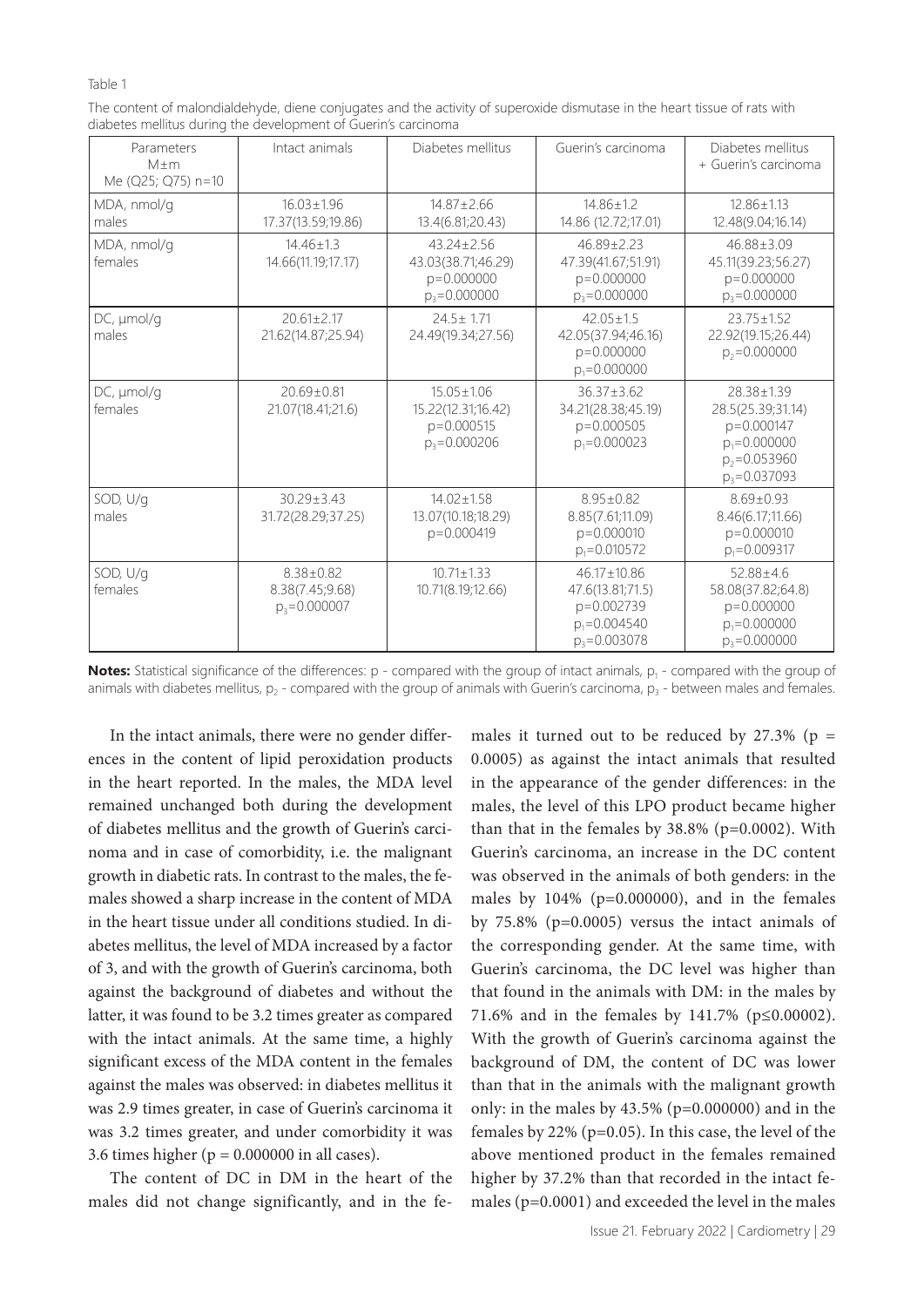Table 1

The content of malondialdehyde, diene conjugates and the activity of superoxide dismutase in the heart tissue of rats with diabetes mellitus during the development of Guerin's carcinoma

| Parameters M±m Me (Q25; Q75) n=10 | Intact animals | Diabetes mellitus | Guerin's carcinoma | Diabetes mellitus + Guerin's carcinoma |
|---|---|---|---|---|
| MDA, nmol/g males | 16.03±1.96<br>17.37(13.59;19.86) | 14.87±2.66<br>13.4(6.81;20.43) | 14.86±1.2<br>14.86 (12.72;17.01) | 12.86±1.13<br>12.48(9.04;16.14) |
| MDA, nmol/g females | 14.46±1.3<br>14.66(11.19;17.17) | 43.24±2.56<br>43.03(38.71;46.29)<br>p=0.000000<br>$p_3$=0.000000 | 46.89±2.23<br>47.39(41.67;51.91)<br>p=0.000000<br>$p_3$=0.000000 | 46.88±3.09<br>45.11(39.23;56.27)<br>p=0.000000<br>$p_3$=0.000000 |
| DC, µmol/g males | 20.61±2.17<br>21.62(14.87;25.94) | 24.5± 1.71<br>24.49(19.34;27.56) | 42.05±1.5<br>42.05(37.94;46.16)<br>p=0.000000<br>$p_1$=0.000000 | 23.75±1.52<br>22.92(19.15;26.44)<br>$p_2$=0.000000 |
| DC, µmol/g females | 20.69±0.81<br>21.07(18.41;21.6) | 15.05±1.06<br>15.22(12.31;16.42)<br>p=0.000515<br>$p_3$=0.000206 | 36.37±3.62<br>34.21(28.38;45.19)<br>p=0.000505<br>$p_1$=0.000023 | 28.38±1.39<br>28.5(25.39;31.14)<br>p=0.000147<br>$p_1$=0.000000<br>$p_2$=0.053960<br>$p_3$=0.037093 |
| SOD, U/g males | 30.29±3.43<br>31.72(28.29;37.25) | 14.02±1.58<br>13.07(10.18;18.29)<br>p=0.000419 | 8.95±0.82<br>8.85(7.61;11.09)<br>p=0.000010<br>$p_1$=0.010572 | 8.69±0.93<br>8.46(6.17;11.66)<br>p=0.000010<br>$p_1$=0.009317 |
| SOD, U/g females | 8.38±0.82<br>8.38(7.45;9.68)<br>$p_3$=0.000007 | 10.71±1.33<br>10.71(8.19;12.66) | 46.17±10.86<br>47.6(13.81;71.5)<br>p=0.002739<br>$p_1$=0.004540<br>$p_3$=0.003078 | 52.88±4.6<br>58.08(37.82;64.8)<br>p=0.000000<br>$p_1$=0.000000<br>$p_3$=0.000000 |

**Notes:** Statistical significance of the differences: p - compared with the group of intact animals, $p_1$ - compared with the group of animals with diabetes mellitus, $p_2$ - compared with the group of animals with Guerin's carcinoma, $p_3$ - between males and females.

In the intact animals, there were no gender differences in the content of lipid peroxidation products in the heart reported. In the males, the MDA level remained unchanged both during the development of diabetes mellitus and the growth of Guerin's carcinoma and in case of comorbidity, i.e. the malignant growth in diabetic rats. In contrast to the males, the females showed a sharp increase in the content of MDA in the heart tissue under all conditions studied. In diabetes mellitus, the level of MDA increased by a factor of 3, and with the growth of Guerin's carcinoma, both against the background of diabetes and without the latter, it was found to be 3.2 times greater as compared with the intact animals. At the same time, a highly significant excess of the MDA content in the females against the males was observed: in diabetes mellitus it was 2.9 times greater, in case of Guerin's carcinoma it was 3.2 times greater, and under comorbidity it was 3.6 times higher ($p = 0.000000$ in all cases).

The content of DC in DM in the heart of the males did not change significantly, and in the females it turned out to be reduced by 27.3% ($p = 0.0005$) as against the intact animals that resulted in the appearance of the gender differences: in the males, the level of this LPO product became higher than that in the females by 38.8% ($p=0.0002$). With Guerin's carcinoma, an increase in the DC content was observed in the animals of both genders: in the males by 104% ($p=0.000000$), and in the females by 75.8% ($p=0.0005$) versus the intact animals of the corresponding gender. At the same time, with Guerin's carcinoma, the DC level was higher than that found in the animals with DM: in the males by 71.6% and in the females by 141.7% ($p \leq 0.00002$). With the growth of Guerin's carcinoma against the background of DM, the content of DC was lower than that in the animals with the malignant growth only: in the males by 43.5% ($p=0.000000$) and in the females by 22% ($p=0.05$). In this case, the level of the above mentioned product in the females remained higher by 37.2% than that recorded in the intact females ($p=0.0001$) and exceeded the level in the males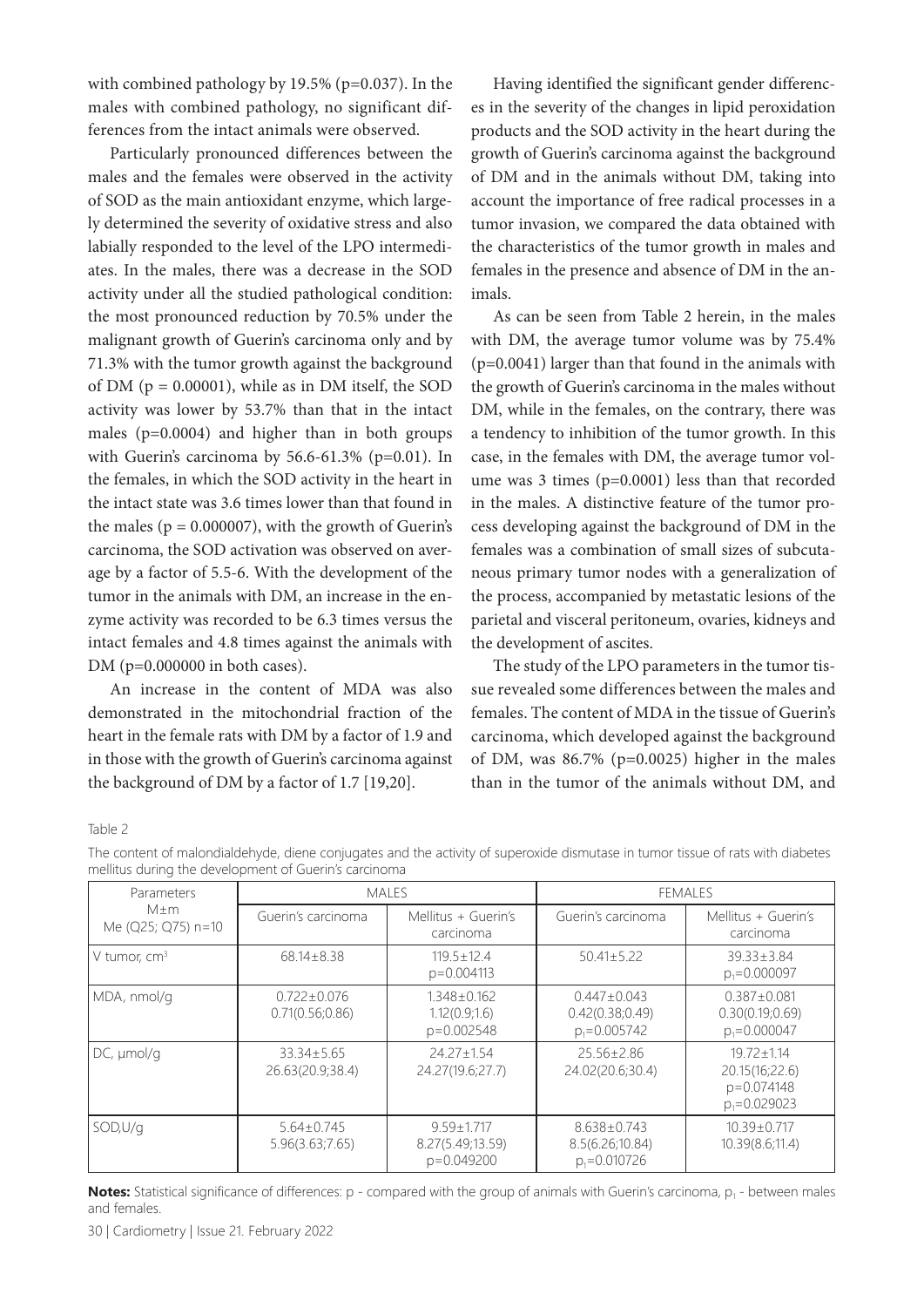with combined pathology by 19.5% (p=0.037). In the males with combined pathology, no significant differences from the intact animals were observed.

Particularly pronounced differences between the males and the females were observed in the activity of SOD as the main antioxidant enzyme, which largely determined the severity of oxidative stress and also labially responded to the level of the LPO intermediates. In the males, there was a decrease in the SOD activity under all the studied pathological condition: the most pronounced reduction by 70.5% under the malignant growth of Guerin's carcinoma only and by 71.3% with the tumor growth against the background of DM (p = 0.00001), while as in DM itself, the SOD activity was lower by 53.7% than that in the intact males (p=0.0004) and higher than in both groups with Guerin's carcinoma by 56.6-61.3% (p=0.01). In the females, in which the SOD activity in the heart in the intact state was 3.6 times lower than that found in the males (p = 0.000007), with the growth of Guerin's carcinoma, the SOD activation was observed on average by a factor of 5.5-6. With the development of the tumor in the animals with DM, an increase in the enzyme activity was recorded to be 6.3 times versus the intact females and 4.8 times against the animals with DM (p=0.000000 in both cases).

An increase in the content of MDA was also demonstrated in the mitochondrial fraction of the heart in the female rats with DM by a factor of 1.9 and in those with the growth of Guerin's carcinoma against the background of DM by a factor of 1.7 [19,20].

Having identified the significant gender differences in the severity of the changes in lipid peroxidation products and the SOD activity in the heart during the growth of Guerin's carcinoma against the background of DM and in the animals without DM, taking into account the importance of free radical processes in a tumor invasion, we compared the data obtained with the characteristics of the tumor growth in males and females in the presence and absence of DM in the animals.

As can be seen from Table 2 herein, in the males with DM, the average tumor volume was by 75.4% (p=0.0041) larger than that found in the animals with the growth of Guerin's carcinoma in the males without DM, while in the females, on the contrary, there was a tendency to inhibition of the tumor growth. In this case, in the females with DM, the average tumor volume was 3 times (p=0.0001) less than that recorded in the males. A distinctive feature of the tumor process developing against the background of DM in the females was a combination of small sizes of subcutaneous primary tumor nodes with a generalization of the process, accompanied by metastatic lesions of the parietal and visceral peritoneum, ovaries, kidneys and the development of ascites.

The study of the LPO parameters in the tumor tissue revealed some differences between the males and females. The content of MDA in the tissue of Guerin's carcinoma, which developed against the background of DM, was 86.7% (p=0.0025) higher in the males than in the tumor of the animals without DM, and

Table 2

The content of malondialdehyde, diene conjugates and the activity of superoxide dismutase in tumor tissue of rats with diabetes mellitus during the development of Guerin's carcinoma

| Parameters M±m Me (Q25; Q75) n=10 | MALES | | FEMALES | |
|---|---|---|---|---|
| | Guerin's carcinoma | Mellitus + Guerin's carcinoma | Guerin's carcinoma | Mellitus + Guerin's carcinoma |
| V tumor, cm$^3$ | 68.14±8.38 | 119.5±12.4<br>p=0.004113 | 50.41±5.22 | 39.33±3.84<br>$p_1$=0.000097 |
| MDA, nmol/g | 0.722±0.076<br>0.71(0.56;0.86) | 1.348±0.162<br>1.12(0.9;1.6)<br>p=0.002548 | 0.447±0.043<br>0.42(0.38;0.49)<br>$p_1$=0.005742 | 0.387±0.081<br>0.30(0.19;0.69)<br>$p_1$=0.000047 |
| DC, μmol/g | 33.34±5.65<br>26.63(20.9;38.4) | 24.27±1.54<br>24.27(19.6;27.7) | 25.56±2.86<br>24.02(20.6;30.4) | 19.72±1.14<br>20.15(16;22.6)<br>p=0.074148<br>$p_1$=0.029023 |
| SOD,U/g | 5.64±0.745<br>5.96(3.63;7.65) | 9.59±1.717<br>8.27(5.49;13.59)<br>p=0.049200 | 8.638±0.743<br>8.5(6.26;10.84)<br>$p_1$=0.010726 | 10.39±0.717<br>10.39(8.6;11.4) |

**Notes:** Statistical significance of differences: p - compared with the group of animals with Guerin's carcinoma, $p_1$ - between males and females.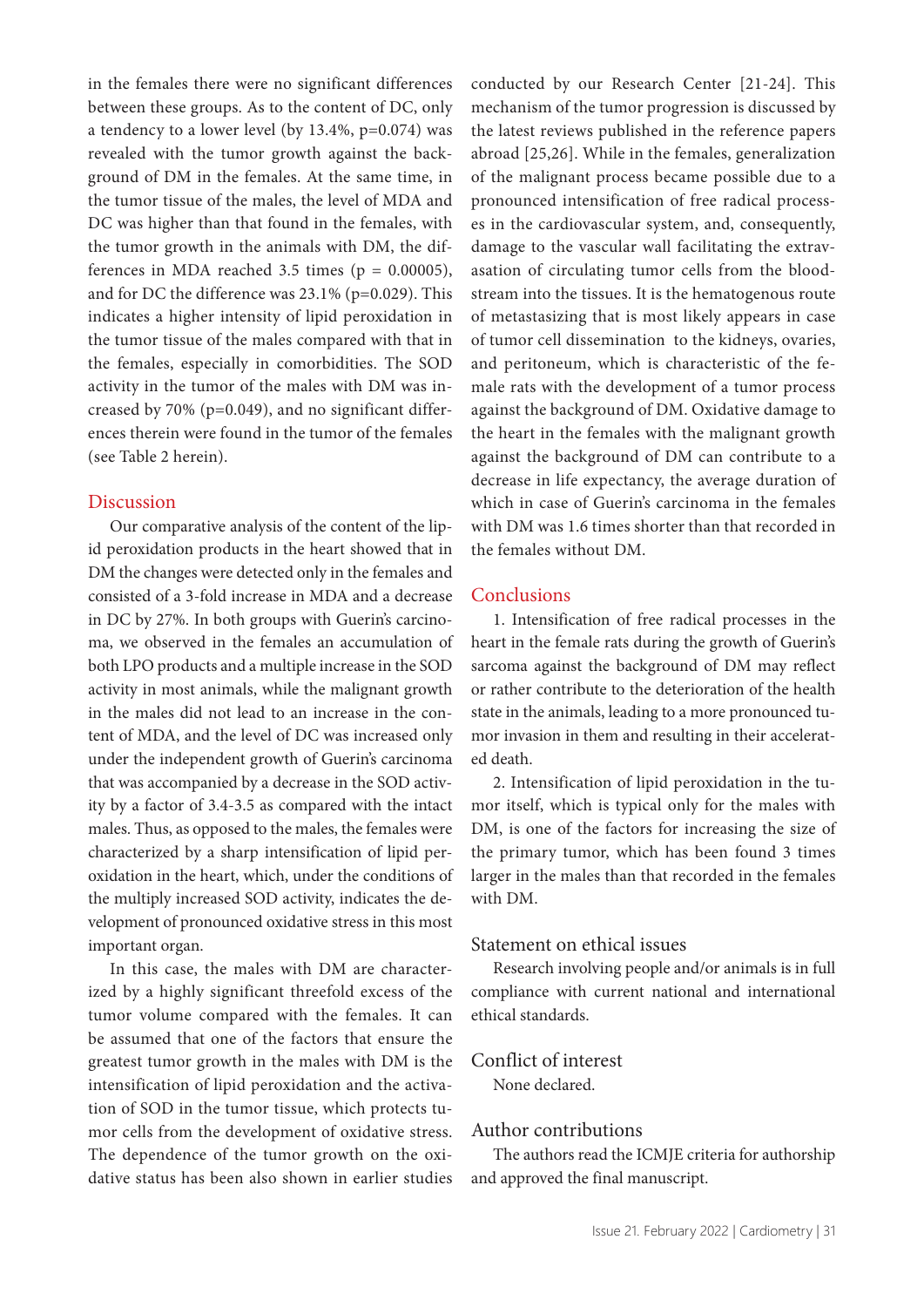in the females there were no significant differences between these groups. As to the content of DC, only a tendency to a lower level (by 13.4%, $p=0.074$) was revealed with the tumor growth against the background of DM in the females. At the same time, in the tumor tissue of the males, the level of MDA and DC was higher than that found in the females, with the tumor growth in the animals with DM, the differences in MDA reached 3.5 times ($p = 0.00005$), and for DC the difference was 23.1% ($p=0.029$). This indicates a higher intensity of lipid peroxidation in the tumor tissue of the males compared with that in the females, especially in comorbidities. The SOD activity in the tumor of the males with DM was increased by 70% ($p=0.049$), and no significant differences therein were found in the tumor of the females (see Table 2 herein).

## Discussion

Our comparative analysis of the content of the lipid peroxidation products in the heart showed that in DM the changes were detected only in the females and consisted of a 3-fold increase in MDA and a decrease in DC by 27%. In both groups with Guerin's carcinoma, we observed in the females an accumulation of both LPO products and a multiple increase in the SOD activity in most animals, while the malignant growth in the males did not lead to an increase in the content of MDA, and the level of DC was increased only under the independent growth of Guerin's carcinoma that was accompanied by a decrease in the SOD activity by a factor of 3.4-3.5 as compared with the intact males. Thus, as opposed to the males, the females were characterized by a sharp intensification of lipid peroxidation in the heart, which, under the conditions of the multiply increased SOD activity, indicates the development of pronounced oxidative stress in this most important organ.

In this case, the males with DM are characterized by a highly significant threefold excess of the tumor volume compared with the females. It can be assumed that one of the factors that ensure the greatest tumor growth in the males with DM is the intensification of lipid peroxidation and the activation of SOD in the tumor tissue, which protects tumor cells from the development of oxidative stress. The dependence of the tumor growth on the oxidative status has been also shown in earlier studies conducted by our Research Center [21-24]. This mechanism of the tumor progression is discussed by the latest reviews published in the reference papers abroad [25,26]. While in the females, generalization of the malignant process became possible due to a pronounced intensification of free radical processes in the cardiovascular system, and, consequently, damage to the vascular wall facilitating the extravasation of circulating tumor cells from the bloodstream into the tissues. It is the hematogenous route of metastasizing that is most likely appears in case of tumor cell dissemination to the kidneys, ovaries, and peritoneum, which is characteristic of the female rats with the development of a tumor process against the background of DM. Oxidative damage to the heart in the females with the malignant growth against the background of DM can contribute to a decrease in life expectancy, the average duration of which in case of Guerin's carcinoma in the females with DM was 1.6 times shorter than that recorded in the females without DM.

## Conclusions

1. Intensification of free radical processes in the heart in the female rats during the growth of Guerin's sarcoma against the background of DM may reflect or rather contribute to the deterioration of the health state in the animals, leading to a more pronounced tumor invasion in them and resulting in their accelerated death.

2. Intensification of lipid peroxidation in the tumor itself, which is typical only for the males with DM, is one of the factors for increasing the size of the primary tumor, which has been found 3 times larger in the males than that recorded in the females with DM.

## Statement on ethical issues

Research involving people and/or animals is in full compliance with current national and international ethical standards.

## Conflict of interest

None declared.

## Author contributions

The authors read the ICMJE criteria for authorship and approved the final manuscript.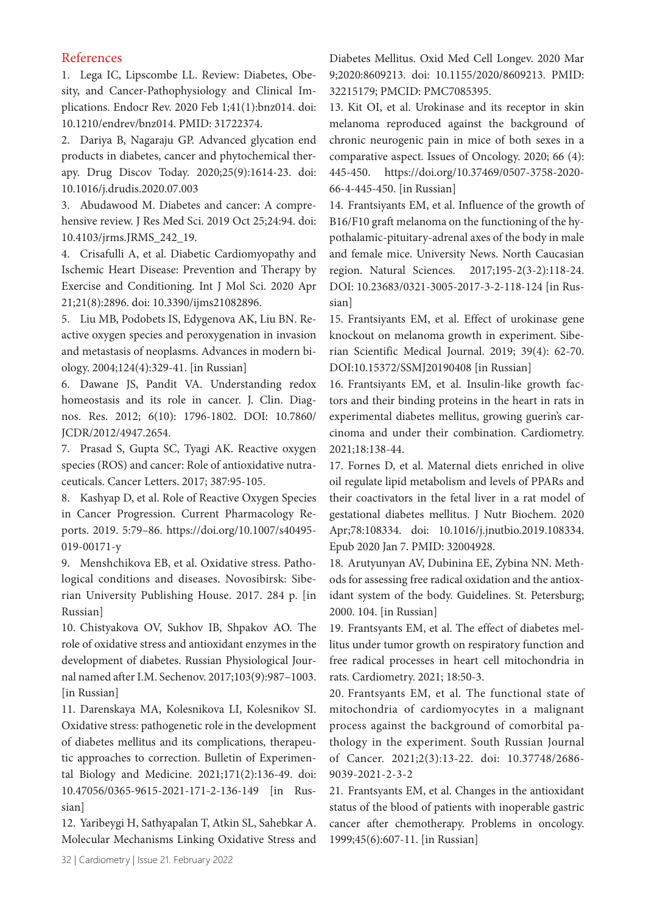## References

1. Lega IC, Lipscombe LL. Review: Diabetes, Obesity, and Cancer-Pathophysiology and Clinical Implications. Endocr Rev. 2020 Feb 1;41(1):bnz014. doi: 10.1210/endrev/bnz014. PMID: 31722374.

2. Dariya B, Nagaraju GP. Advanced glycation end products in diabetes, cancer and phytochemical therapy. Drug Discov Today. 2020;25(9):1614-23. doi: 10.1016/j.drudis.2020.07.003

3. Abudawood M. Diabetes and cancer: A comprehensive review. J Res Med Sci. 2019 Oct 25;24:94. doi: 10.4103/jrms.JRMS_242_19.

4. Crisafulli A, et al. Diabetic Cardiomyopathy and Ischemic Heart Disease: Prevention and Therapy by Exercise and Conditioning. Int J Mol Sci. 2020 Apr 21;21(8):2896. doi: 10.3390/ijms21082896.

5. Liu MB, Podobets IS, Edygenova AK, Liu BN. Reactive oxygen species and peroxygenation in invasion and metastasis of neoplasms. Advances in modern biology. 2004;124(4):329-41. [in Russian]

6. Dawane JS, Pandit VA. Understanding redox homeostasis and its role in cancer. J. Clin. Diagnos. Res. 2012; 6(10): 1796-1802. DOI: 10.7860/JCDR/2012/4947.2654.

7. Prasad S, Gupta SC, Tyagi AK. Reactive oxygen species (ROS) and cancer: Role of antioxidative nutraceuticals. Cancer Letters. 2017; 387:95-105.

8. Kashyap D, et al. Role of Reactive Oxygen Species in Cancer Progression. Current Pharmacology Reports. 2019. 5:79–86. https://doi.org/10.1007/s40495-019-00171-y

9. Menshchikova EB, et al. Oxidative stress. Pathological conditions and diseases. Novosibirsk: Siberian University Publishing House. 2017. 284 p. [in Russian]

10. Chistyakova OV, Sukhov IB, Shpakov AO. The role of oxidative stress and antioxidant enzymes in the development of diabetes. Russian Physiological Journal named after I.M. Sechenov. 2017;103(9):987–1003. [in Russian]

11. Darenskaya MA, Kolesnikova LI, Kolesnikov SI. Oxidative stress: pathogenetic role in the development of diabetes mellitus and its complications, therapeutic approaches to correction. Bulletin of Experimental Biology and Medicine. 2021;171(2):136-49. doi: 10.47056/0365-9615-2021-171-2-136-149 [in Russian]

12. Yaribeygi H, Sathyapalan T, Atkin SL, Sahebkar A. Molecular Mechanisms Linking Oxidative Stress and Diabetes Mellitus. Oxid Med Cell Longev. 2020 Mar 9;2020:8609213. doi: 10.1155/2020/8609213. PMID: 32215179; PMCID: PMC7085395.

13. Kit OI, et al. Urokinase and its receptor in skin melanoma reproduced against the background of chronic neurogenic pain in mice of both sexes in a comparative aspect. Issues of Oncology. 2020; 66 (4): 445-450. https://doi.org/10.37469/0507-3758-2020-66-4-445-450. [in Russian]

14. Frantsiyants EM, et al. Influence of the growth of B16/F10 graft melanoma on the functioning of the hypothalamic-pituitary-adrenal axes of the body in male and female mice. University News. North Caucasian region. Natural Sciences. 2017;195-2(3-2):118-24. DOI: 10.23683/0321-3005-2017-3-2-118-124 [in Russian]

15. Frantsiyants EM, et al. Effect of urokinase gene knockout on melanoma growth in experiment. Siberian Scientific Medical Journal. 2019; 39(4): 62-70. DOI:10.15372/SSMJ20190408 [in Russian]

16. Frantsiyants EM, et al. Insulin-like growth factors and their binding proteins in the heart in rats in experimental diabetes mellitus, growing guerin's carcinoma and under their combination. Cardiometry. 2021;18:138-44.

17. Fornes D, et al. Maternal diets enriched in olive oil regulate lipid metabolism and levels of PPARs and their coactivators in the fetal liver in a rat model of gestational diabetes mellitus. J Nutr Biochem. 2020 Apr;78:108334. doi: 10.1016/j.jnutbio.2019.108334. Epub 2020 Jan 7. PMID: 32004928.

18. Arutyunyan AV, Dubinina EE, Zybina NN. Methods for assessing free radical oxidation and the antioxidant system of the body. Guidelines. St. Petersburg; 2000. 104. [in Russian]

19. Frantsyants EM, et al. The effect of diabetes mellitus under tumor growth on respiratory function and free radical processes in heart cell mitochondria in rats. Cardiometry. 2021; 18:50-3.

20. Frantsyants EM, et al. The functional state of mitochondria of cardiomyocytes in a malignant process against the background of comorbital pathology in the experiment. South Russian Journal of Cancer. 2021;2(3):13-22. doi: 10.37748/2686-9039-2021-2-3-2

21. Frantsyants EM, et al. Changes in the antioxidant status of the blood of patients with inoperable gastric cancer after chemotherapy. Problems in oncology. 1999;45(6):607-11. [in Russian]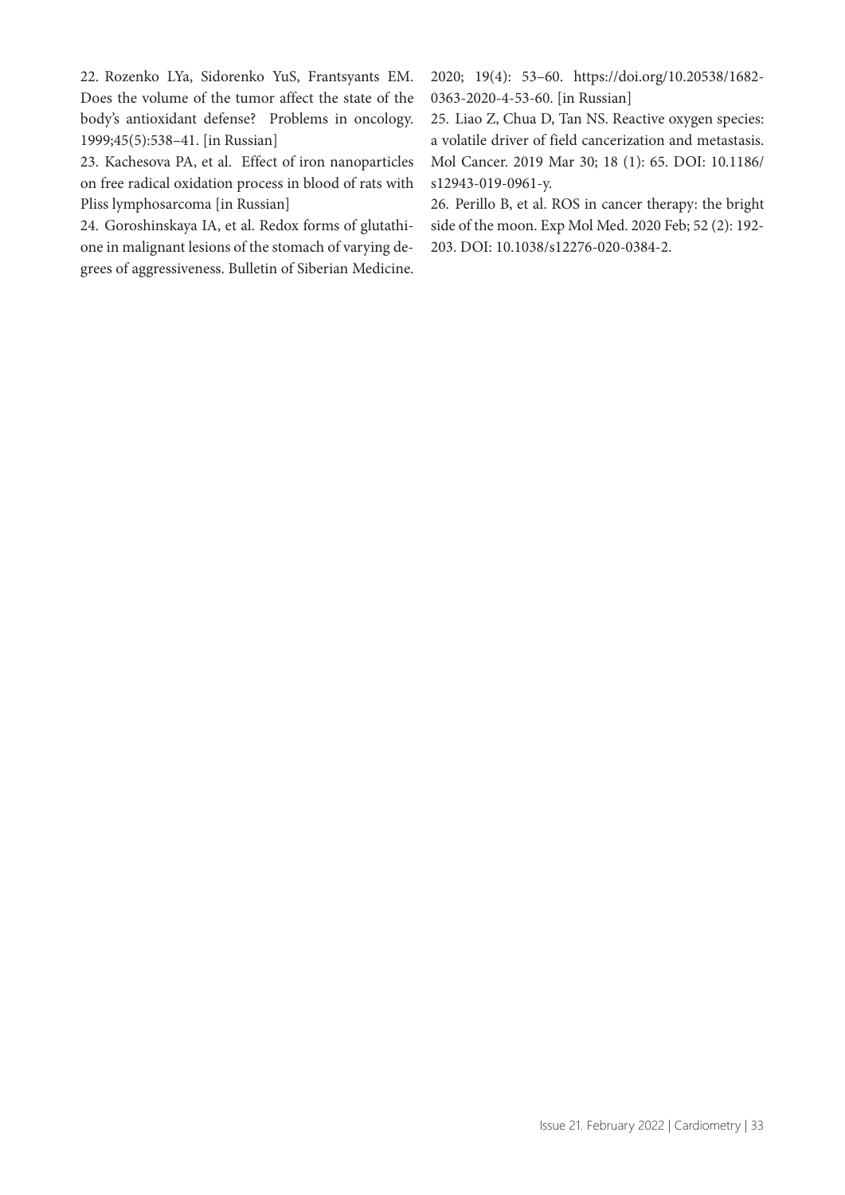22. Rozenko LYa, Sidorenko YuS, Frantsyants EM. Does the volume of the tumor affect the state of the body's antioxidant defense? Problems in oncology. 1999;45(5):538–41. [in Russian]

23. Kachesova PA, et al. Effect of iron nanoparticles on free radical oxidation process in blood of rats with Pliss lymphosarcoma [in Russian]

24. Goroshinskaya IA, et al. Redox forms of glutathione in malignant lesions of the stomach of varying degrees of aggressiveness. Bulletin of Siberian Medicine. 2020; 19(4): 53–60. https://doi.org/10.20538/1682-0363-2020-4-53-60. [in Russian]

25. Liao Z, Chua D, Tan NS. Reactive oxygen species: a volatile driver of field cancerization and metastasis. Mol Cancer. 2019 Mar 30; 18 (1): 65. DOI: 10.1186/s12943-019-0961-y.

26. Perillo B, et al. ROS in cancer therapy: the bright side of the moon. Exp Mol Med. 2020 Feb; 52 (2): 192-203. DOI: 10.1038/s12276-020-0384-2.